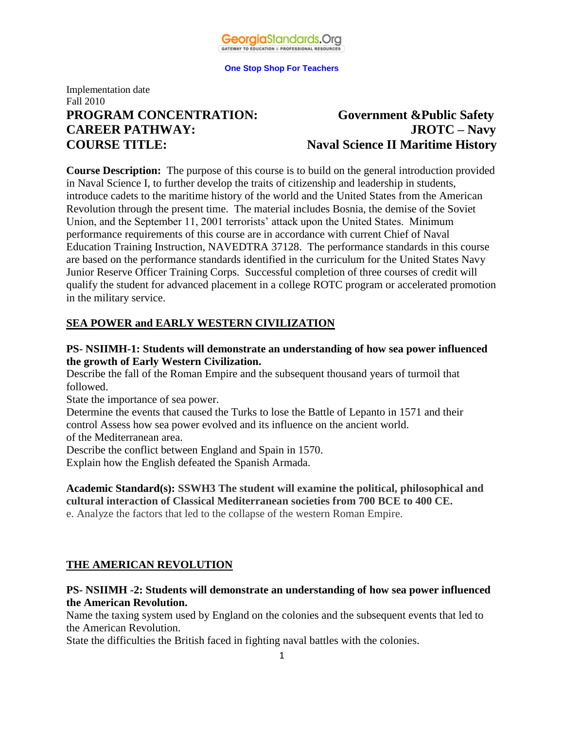GeorgiaStandards.Org

GATEWAY TO EDUCATION & PROFESSIONAL RESOURCES

**One Stop Shop For Teachers**

Implementation date
Fall 2010

**PROGRAM CONCENTRATION: Government &Public Safety**
**CAREER PATHWAY: JROTC – Navy**
**COURSE TITLE: Naval Science II Maritime History**

**Course Description:** The purpose of this course is to build on the general introduction provided in Naval Science I, to further develop the traits of citizenship and leadership in students, introduce cadets to the maritime history of the world and the United States from the American Revolution through the present time. The material includes Bosnia, the demise of the Soviet Union, and the September 11, 2001 terrorists' attack upon the United States. Minimum performance requirements of this course are in accordance with current Chief of Naval Education Training Instruction, NAVEDTRA 37128. The performance standards in this course are based on the performance standards identified in the curriculum for the United States Navy Junior Reserve Officer Training Corps. Successful completion of three courses of credit will qualify the student for advanced placement in a college ROTC program or accelerated promotion in the military service.

## SEA POWER and EARLY WESTERN CIVILIZATION

**PS- NSIIMH-1: Students will demonstrate an understanding of how sea power influenced the growth of Early Western Civilization.**

Describe the fall of the Roman Empire and the subsequent thousand years of turmoil that followed.

State the importance of sea power.

Determine the events that caused the Turks to lose the Battle of Lepanto in 1571 and their control Assess how sea power evolved and its influence on the ancient world.

of the Mediterranean area.

Describe the conflict between England and Spain in 1570.

Explain how the English defeated the Spanish Armada.

**Academic Standard(s): SSWH3 The student will examine the political, philosophical and cultural interaction of Classical Mediterranean societies from 700 BCE to 400 CE.**

e. Analyze the factors that led to the collapse of the western Roman Empire.

## THE AMERICAN REVOLUTION

**PS- NSIIMH -2: Students will demonstrate an understanding of how sea power influenced the American Revolution.**

Name the taxing system used by England on the colonies and the subsequent events that led to the American Revolution.

State the difficulties the British faced in fighting naval battles with the colonies.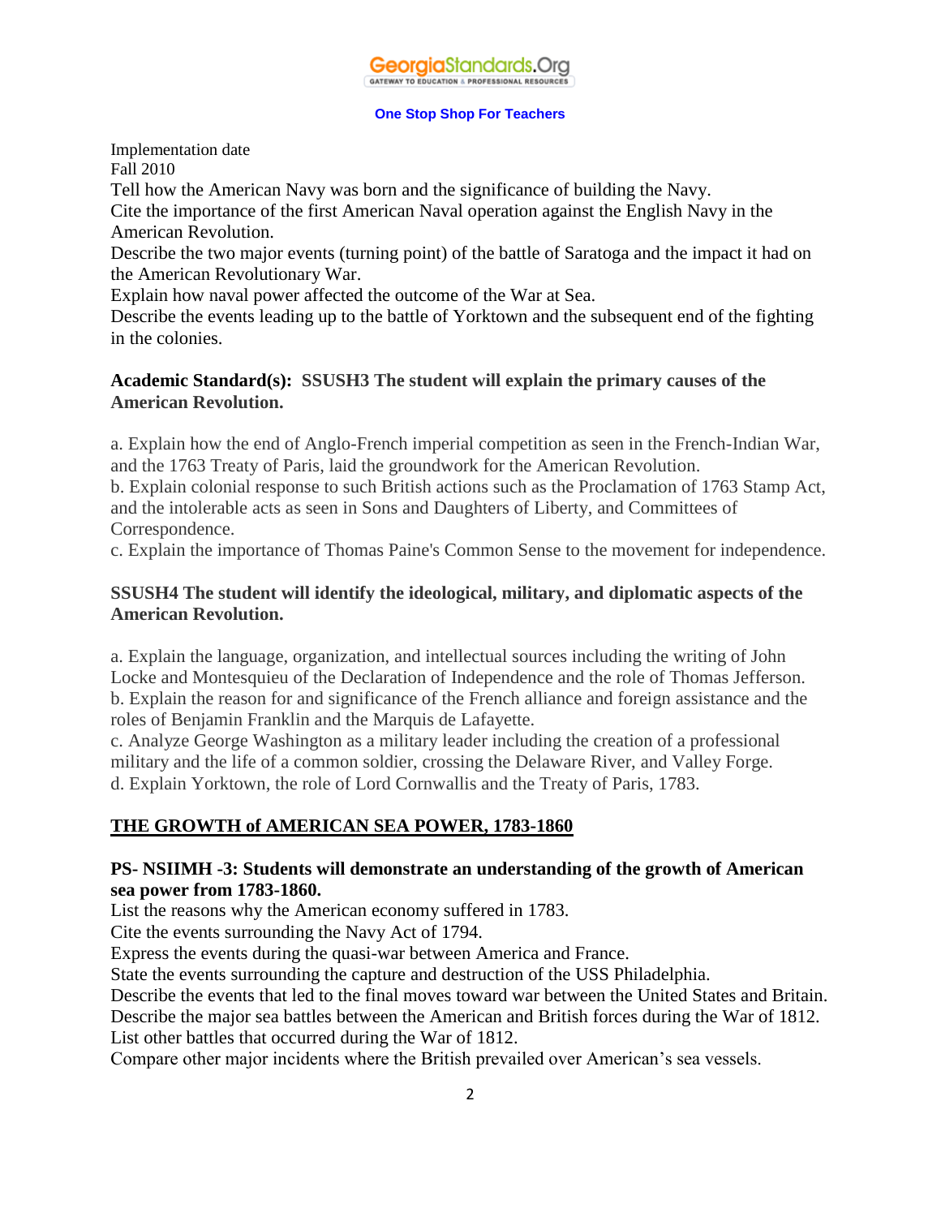Implementation date
Fall 2010
Tell how the American Navy was born and the significance of building the Navy.
Cite the importance of the first American Naval operation against the English Navy in the American Revolution.
Describe the two major events (turning point) of the battle of Saratoga and the impact it had on the American Revolutionary War.
Explain how naval power affected the outcome of the War at Sea.
Describe the events leading up to the battle of Yorktown and the subsequent end of the fighting in the colonies.

**Academic Standard(s): SSUSH3 The student will explain the primary causes of the American Revolution.**

a. Explain how the end of Anglo-French imperial competition as seen in the French-Indian War, and the 1763 Treaty of Paris, laid the groundwork for the American Revolution.
b. Explain colonial response to such British actions such as the Proclamation of 1763 Stamp Act, and the intolerable acts as seen in Sons and Daughters of Liberty, and Committees of Correspondence.
c. Explain the importance of Thomas Paine's Common Sense to the movement for independence.

**SSUSH4 The student will identify the ideological, military, and diplomatic aspects of the American Revolution.**

a. Explain the language, organization, and intellectual sources including the writing of John Locke and Montesquieu of the Declaration of Independence and the role of Thomas Jefferson.
b. Explain the reason for and significance of the French alliance and foreign assistance and the roles of Benjamin Franklin and the Marquis de Lafayette.
c. Analyze George Washington as a military leader including the creation of a professional military and the life of a common soldier, crossing the Delaware River, and Valley Forge.
d. Explain Yorktown, the role of Lord Cornwallis and the Treaty of Paris, 1783.

## THE GROWTH of AMERICAN SEA POWER, 1783-1860

**PS- NSIIMH -3: Students will demonstrate an understanding of the growth of American sea power from 1783-1860.**
List the reasons why the American economy suffered in 1783.
Cite the events surrounding the Navy Act of 1794.
Express the events during the quasi-war between America and France.
State the events surrounding the capture and destruction of the USS Philadelphia.
Describe the events that led to the final moves toward war between the United States and Britain.
Describe the major sea battles between the American and British forces during the War of 1812.
List other battles that occurred during the War of 1812.
Compare other major incidents where the British prevailed over American's sea vessels.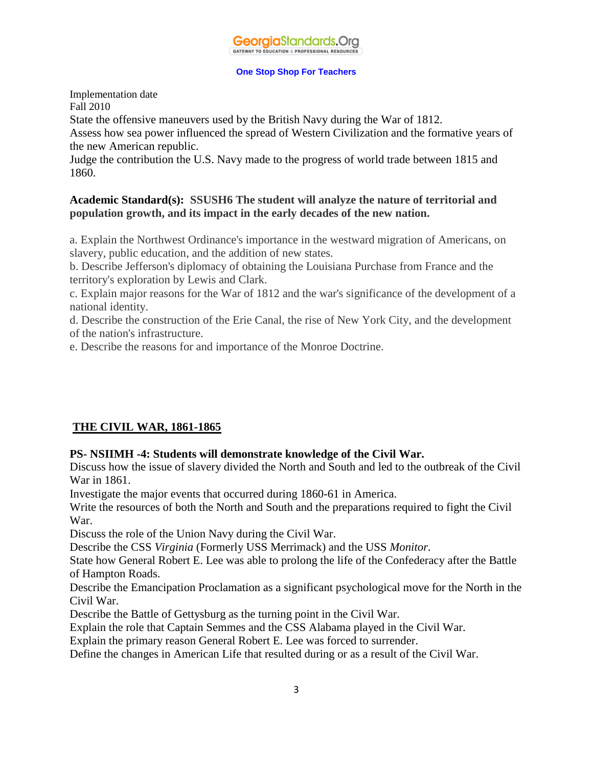Implementation date
Fall 2010
State the offensive maneuvers used by the British Navy during the War of 1812.
Assess how sea power influenced the spread of Western Civilization and the formative years of the new American republic.
Judge the contribution the U.S. Navy made to the progress of world trade between 1815 and 1860.

**Academic Standard(s): SSUSH6 The student will analyze the nature of territorial and population growth, and its impact in the early decades of the new nation.**

a. Explain the Northwest Ordinance's importance in the westward migration of Americans, on slavery, public education, and the addition of new states.
b. Describe Jefferson's diplomacy of obtaining the Louisiana Purchase from France and the territory's exploration by Lewis and Clark.
c. Explain major reasons for the War of 1812 and the war's significance of the development of a national identity.
d. Describe the construction of the Erie Canal, the rise of New York City, and the development of the nation's infrastructure.
e. Describe the reasons for and importance of the Monroe Doctrine.

## THE CIVIL WAR, 1861-1865

**PS- NSIIMH -4: Students will demonstrate knowledge of the Civil War.**
Discuss how the issue of slavery divided the North and South and led to the outbreak of the Civil War in 1861.
Investigate the major events that occurred during 1860-61 in America.
Write the resources of both the North and South and the preparations required to fight the Civil War.
Discuss the role of the Union Navy during the Civil War.
Describe the CSS *Virginia* (Formerly USS Merrimack) and the USS *Monitor*.
State how General Robert E. Lee was able to prolong the life of the Confederacy after the Battle of Hampton Roads.
Describe the Emancipation Proclamation as a significant psychological move for the North in the Civil War.
Describe the Battle of Gettysburg as the turning point in the Civil War.
Explain the role that Captain Semmes and the CSS Alabama played in the Civil War.
Explain the primary reason General Robert E. Lee was forced to surrender.
Define the changes in American Life that resulted during or as a result of the Civil War.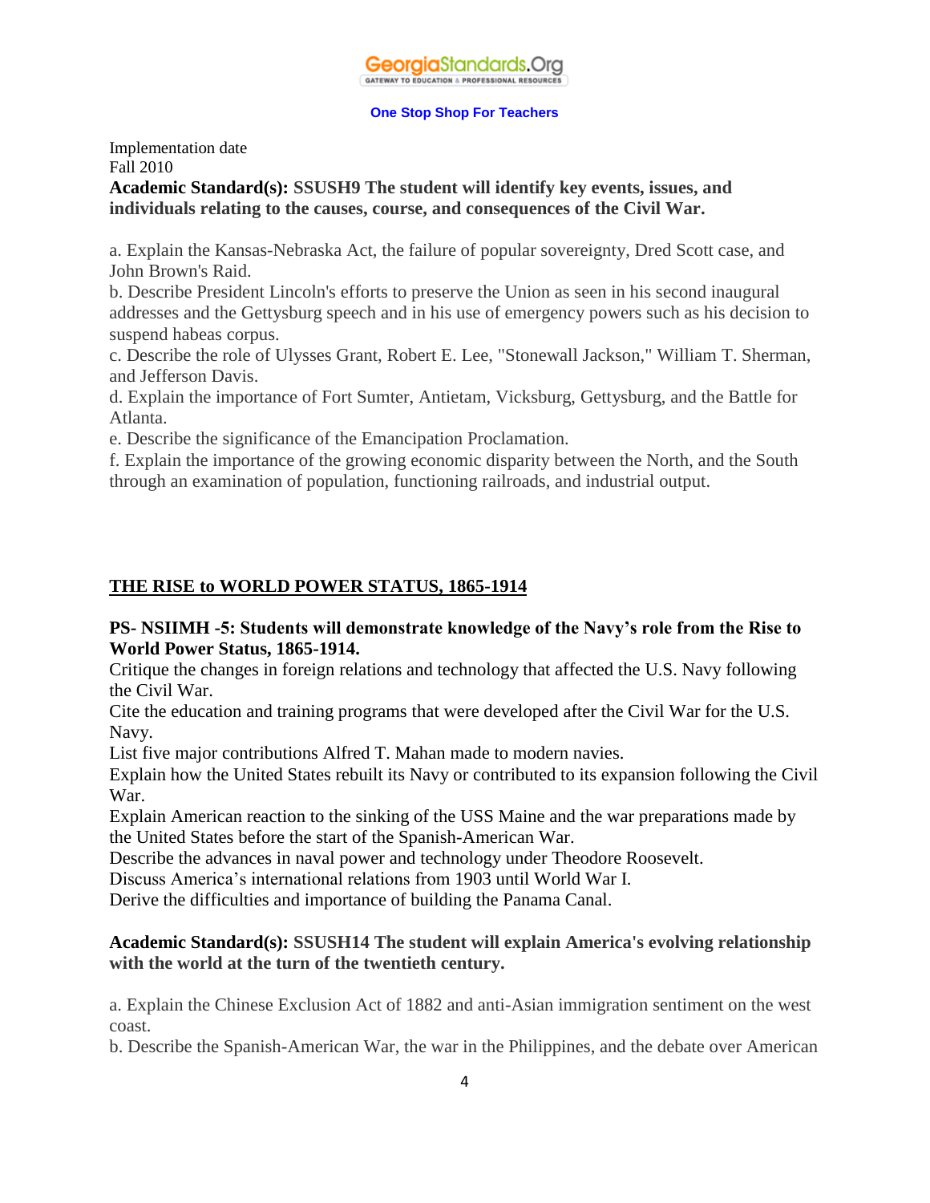Implementation date
Fall 2010

**Academic Standard(s): SSUSH9 The student will identify key events, issues, and individuals relating to the causes, course, and consequences of the Civil War.**

a. Explain the Kansas-Nebraska Act, the failure of popular sovereignty, Dred Scott case, and John Brown's Raid.
b. Describe President Lincoln's efforts to preserve the Union as seen in his second inaugural addresses and the Gettysburg speech and in his use of emergency powers such as his decision to suspend habeas corpus.
c. Describe the role of Ulysses Grant, Robert E. Lee, "Stonewall Jackson," William T. Sherman, and Jefferson Davis.
d. Explain the importance of Fort Sumter, Antietam, Vicksburg, Gettysburg, and the Battle for Atlanta.
e. Describe the significance of the Emancipation Proclamation.
f. Explain the importance of the growing economic disparity between the North, and the South through an examination of population, functioning railroads, and industrial output.

## THE RISE to WORLD POWER STATUS, 1865-1914

**PS- NSIIMH -5: Students will demonstrate knowledge of the Navy's role from the Rise to World Power Status, 1865-1914.**

Critique the changes in foreign relations and technology that affected the U.S. Navy following the Civil War.
Cite the education and training programs that were developed after the Civil War for the U.S. Navy.
List five major contributions Alfred T. Mahan made to modern navies.
Explain how the United States rebuilt its Navy or contributed to its expansion following the Civil War.
Explain American reaction to the sinking of the USS Maine and the war preparations made by the United States before the start of the Spanish-American War.
Describe the advances in naval power and technology under Theodore Roosevelt.
Discuss America's international relations from 1903 until World War I.
Derive the difficulties and importance of building the Panama Canal.

**Academic Standard(s): SSUSH14 The student will explain America's evolving relationship with the world at the turn of the twentieth century.**

a. Explain the Chinese Exclusion Act of 1882 and anti-Asian immigration sentiment on the west coast.
b. Describe the Spanish-American War, the war in the Philippines, and the debate over American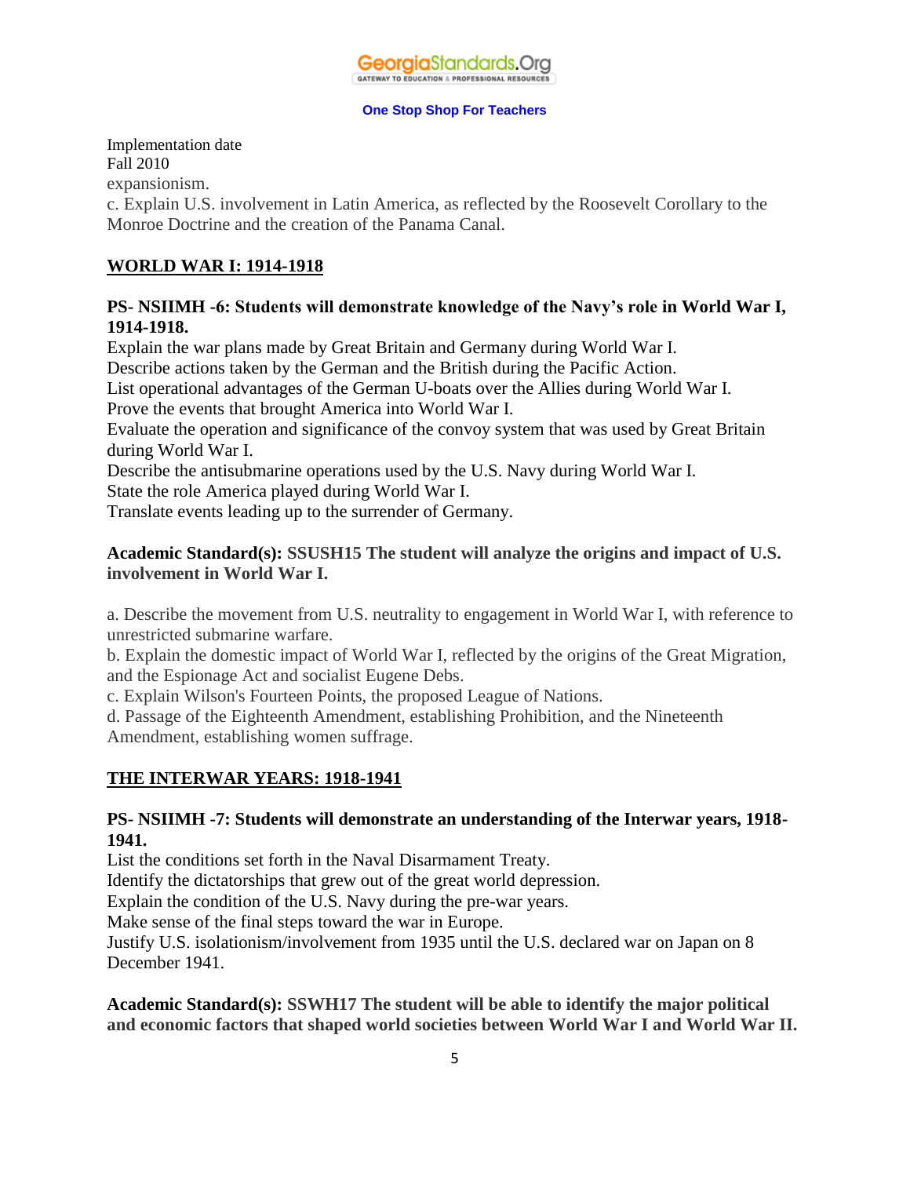Implementation date
Fall 2010
expansionism.
c. Explain U.S. involvement in Latin America, as reflected by the Roosevelt Corollary to the Monroe Doctrine and the creation of the Panama Canal.

## WORLD WAR I: 1914-1918

**PS- NSIIMH -6: Students will demonstrate knowledge of the Navy's role in World War I, 1914-1918.**
Explain the war plans made by Great Britain and Germany during World War I.
Describe actions taken by the German and the British during the Pacific Action.
List operational advantages of the German U-boats over the Allies during World War I.
Prove the events that brought America into World War I.
Evaluate the operation and significance of the convoy system that was used by Great Britain during World War I.
Describe the antisubmarine operations used by the U.S. Navy during World War I.
State the role America played during World War I.
Translate events leading up to the surrender of Germany.

**Academic Standard(s): SSUSH15 The student will analyze the origins and impact of U.S. involvement in World War I.**

a. Describe the movement from U.S. neutrality to engagement in World War I, with reference to unrestricted submarine warfare.
b. Explain the domestic impact of World War I, reflected by the origins of the Great Migration, and the Espionage Act and socialist Eugene Debs.
c. Explain Wilson's Fourteen Points, the proposed League of Nations.
d. Passage of the Eighteenth Amendment, establishing Prohibition, and the Nineteenth Amendment, establishing women suffrage.

## THE INTERWAR YEARS: 1918-1941

**PS- NSIIMH -7: Students will demonstrate an understanding of the Interwar years, 1918-1941.**
List the conditions set forth in the Naval Disarmament Treaty.
Identify the dictatorships that grew out of the great world depression.
Explain the condition of the U.S. Navy during the pre-war years.
Make sense of the final steps toward the war in Europe.
Justify U.S. isolationism/involvement from 1935 until the U.S. declared war on Japan on 8 December 1941.

**Academic Standard(s): SSWH17 The student will be able to identify the major political and economic factors that shaped world societies between World War I and World War II.**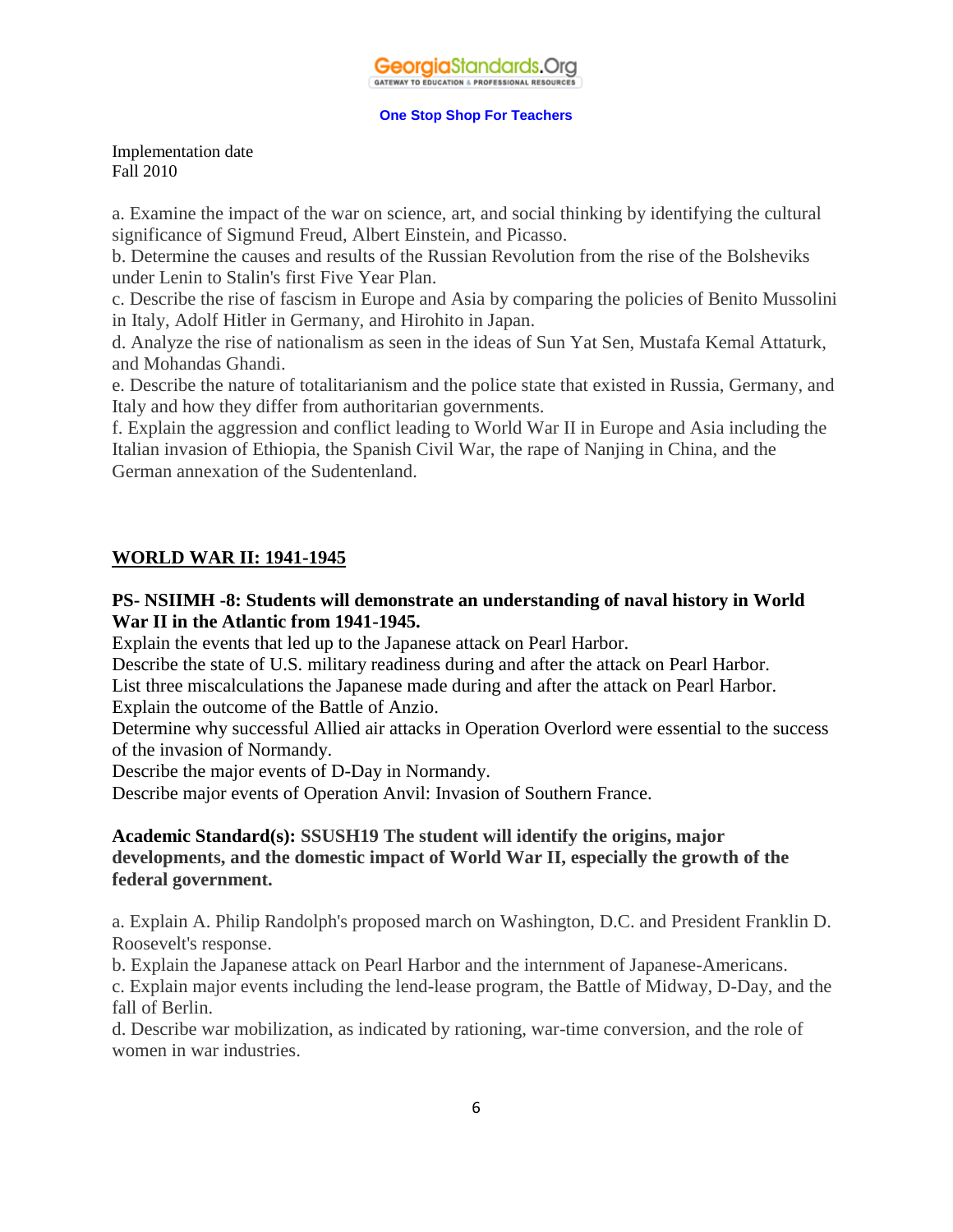Implementation date
Fall 2010

a. Examine the impact of the war on science, art, and social thinking by identifying the cultural significance of Sigmund Freud, Albert Einstein, and Picasso.
b. Determine the causes and results of the Russian Revolution from the rise of the Bolsheviks under Lenin to Stalin's first Five Year Plan.
c. Describe the rise of fascism in Europe and Asia by comparing the policies of Benito Mussolini in Italy, Adolf Hitler in Germany, and Hirohito in Japan.
d. Analyze the rise of nationalism as seen in the ideas of Sun Yat Sen, Mustafa Kemal Attaturk, and Mohandas Ghandi.
e. Describe the nature of totalitarianism and the police state that existed in Russia, Germany, and Italy and how they differ from authoritarian governments.
f. Explain the aggression and conflict leading to World War II in Europe and Asia including the Italian invasion of Ethiopia, the Spanish Civil War, the rape of Nanjing in China, and the German annexation of the Sudentenland.

## WORLD WAR II: 1941-1945

**PS- NSIIMH -8: Students will demonstrate an understanding of naval history in World War II in the Atlantic from 1941-1945.**

Explain the events that led up to the Japanese attack on Pearl Harbor.
Describe the state of U.S. military readiness during and after the attack on Pearl Harbor.
List three miscalculations the Japanese made during and after the attack on Pearl Harbor.
Explain the outcome of the Battle of Anzio.
Determine why successful Allied air attacks in Operation Overlord were essential to the success of the invasion of Normandy.
Describe the major events of D-Day in Normandy.
Describe major events of Operation Anvil: Invasion of Southern France.

**Academic Standard(s): SSUSH19 The student will identify the origins, major developments, and the domestic impact of World War II, especially the growth of the federal government.**

a. Explain A. Philip Randolph's proposed march on Washington, D.C. and President Franklin D. Roosevelt's response.
b. Explain the Japanese attack on Pearl Harbor and the internment of Japanese-Americans.
c. Explain major events including the lend-lease program, the Battle of Midway, D-Day, and the fall of Berlin.
d. Describe war mobilization, as indicated by rationing, war-time conversion, and the role of women in war industries.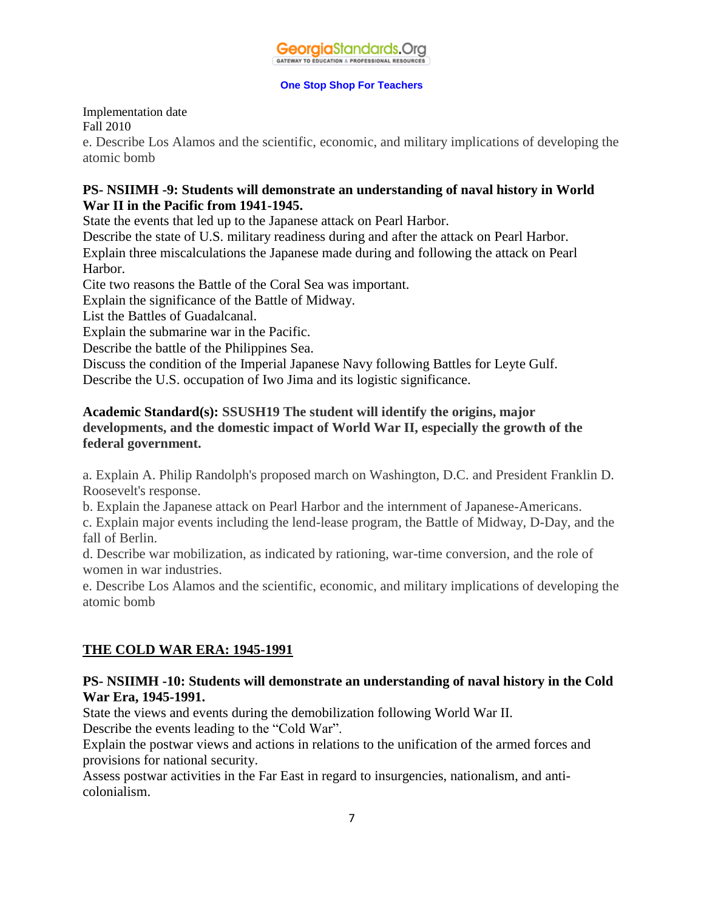Implementation date
Fall 2010
e. Describe Los Alamos and the scientific, economic, and military implications of developing the atomic bomb

**PS- NSIIMH -9: Students will demonstrate an understanding of naval history in World War II in the Pacific from 1941-1945.**
State the events that led up to the Japanese attack on Pearl Harbor.
Describe the state of U.S. military readiness during and after the attack on Pearl Harbor.
Explain three miscalculations the Japanese made during and following the attack on Pearl Harbor.
Cite two reasons the Battle of the Coral Sea was important.
Explain the significance of the Battle of Midway.
List the Battles of Guadalcanal.
Explain the submarine war in the Pacific.
Describe the battle of the Philippines Sea.
Discuss the condition of the Imperial Japanese Navy following Battles for Leyte Gulf.
Describe the U.S. occupation of Iwo Jima and its logistic significance.

**Academic Standard(s): SSUSH19 The student will identify the origins, major developments, and the domestic impact of World War II, especially the growth of the federal government.**

a. Explain A. Philip Randolph's proposed march on Washington, D.C. and President Franklin D. Roosevelt's response.
b. Explain the Japanese attack on Pearl Harbor and the internment of Japanese-Americans.
c. Explain major events including the lend-lease program, the Battle of Midway, D-Day, and the fall of Berlin.
d. Describe war mobilization, as indicated by rationing, war-time conversion, and the role of women in war industries.
e. Describe Los Alamos and the scientific, economic, and military implications of developing the atomic bomb

## THE COLD WAR ERA: 1945-1991

**PS- NSIIMH -10: Students will demonstrate an understanding of naval history in the Cold War Era, 1945-1991.**
State the views and events during the demobilization following World War II.
Describe the events leading to the "Cold War".
Explain the postwar views and actions in relations to the unification of the armed forces and provisions for national security.
Assess postwar activities in the Far East in regard to insurgencies, nationalism, and anti-colonialism.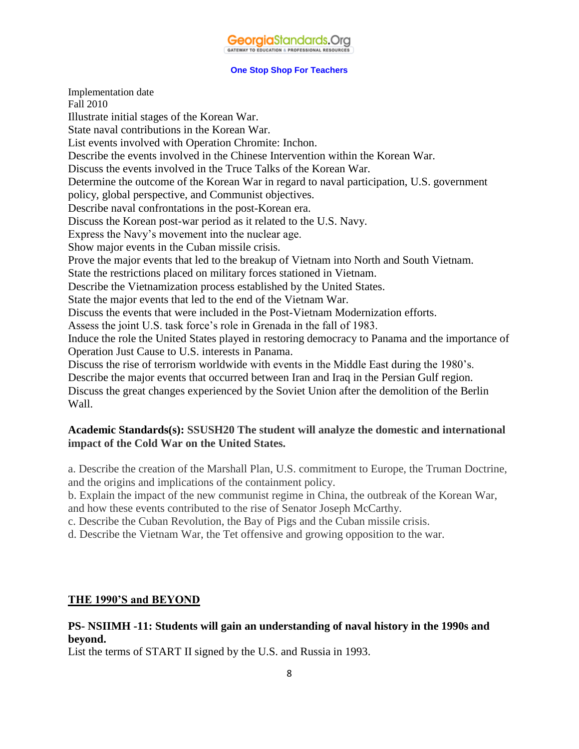Implementation date
Fall 2010
Illustrate initial stages of the Korean War.
State naval contributions in the Korean War.
List events involved with Operation Chromite: Inchon.
Describe the events involved in the Chinese Intervention within the Korean War.
Discuss the events involved in the Truce Talks of the Korean War.
Determine the outcome of the Korean War in regard to naval participation, U.S. government policy, global perspective, and Communist objectives.
Describe naval confrontations in the post-Korean era.
Discuss the Korean post-war period as it related to the U.S. Navy.
Express the Navy's movement into the nuclear age.
Show major events in the Cuban missile crisis.
Prove the major events that led to the breakup of Vietnam into North and South Vietnam.
State the restrictions placed on military forces stationed in Vietnam.
Describe the Vietnamization process established by the United States.
State the major events that led to the end of the Vietnam War.
Discuss the events that were included in the Post-Vietnam Modernization efforts.
Assess the joint U.S. task force's role in Grenada in the fall of 1983.
Induce the role the United States played in restoring democracy to Panama and the importance of Operation Just Cause to U.S. interests in Panama.
Discuss the rise of terrorism worldwide with events in the Middle East during the 1980's.
Describe the major events that occurred between Iran and Iraq in the Persian Gulf region.
Discuss the great changes experienced by the Soviet Union after the demolition of the Berlin Wall.

**Academic Standards(s): SSUSH20 The student will analyze the domestic and international impact of the Cold War on the United States.**

a. Describe the creation of the Marshall Plan, U.S. commitment to Europe, the Truman Doctrine, and the origins and implications of the containment policy.
b. Explain the impact of the new communist regime in China, the outbreak of the Korean War, and how these events contributed to the rise of Senator Joseph McCarthy.
c. Describe the Cuban Revolution, the Bay of Pigs and the Cuban missile crisis.
d. Describe the Vietnam War, the Tet offensive and growing opposition to the war.

## <u>THE 1990'S and BEYOND</u>

**PS- NSIIMH -11: Students will gain an understanding of naval history in the 1990s and beyond.**

List the terms of START II signed by the U.S. and Russia in 1993.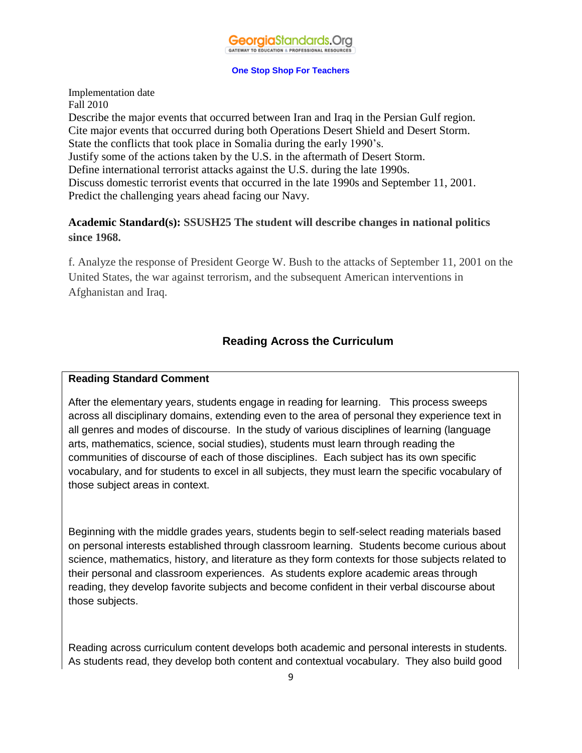Implementation date
Fall 2010

Describe the major events that occurred between Iran and Iraq in the Persian Gulf region.
Cite major events that occurred during both Operations Desert Shield and Desert Storm.
State the conflicts that took place in Somalia during the early 1990's.
Justify some of the actions taken by the U.S. in the aftermath of Desert Storm.
Define international terrorist attacks against the U.S. during the late 1990s.
Discuss domestic terrorist events that occurred in the late 1990s and September 11, 2001.
Predict the challenging years ahead facing our Navy.

**Academic Standard(s): SSUSH25 The student will describe changes in national politics since 1968.**

f. Analyze the response of President George W. Bush to the attacks of September 11, 2001 on the United States, the war against terrorism, and the subsequent American interventions in Afghanistan and Iraq.

## Reading Across the Curriculum

**Reading Standard Comment**

After the elementary years, students engage in reading for learning. This process sweeps across all disciplinary domains, extending even to the area of personal they experience text in all genres and modes of discourse. In the study of various disciplines of learning (language arts, mathematics, science, social studies), students must learn through reading the communities of discourse of each of those disciplines. Each subject has its own specific vocabulary, and for students to excel in all subjects, they must learn the specific vocabulary of those subject areas in context.

Beginning with the middle grades years, students begin to self-select reading materials based on personal interests established through classroom learning. Students become curious about science, mathematics, history, and literature as they form contexts for those subjects related to their personal and classroom experiences. As students explore academic areas through reading, they develop favorite subjects and become confident in their verbal discourse about those subjects.

Reading across curriculum content develops both academic and personal interests in students. As students read, they develop both content and contextual vocabulary. They also build good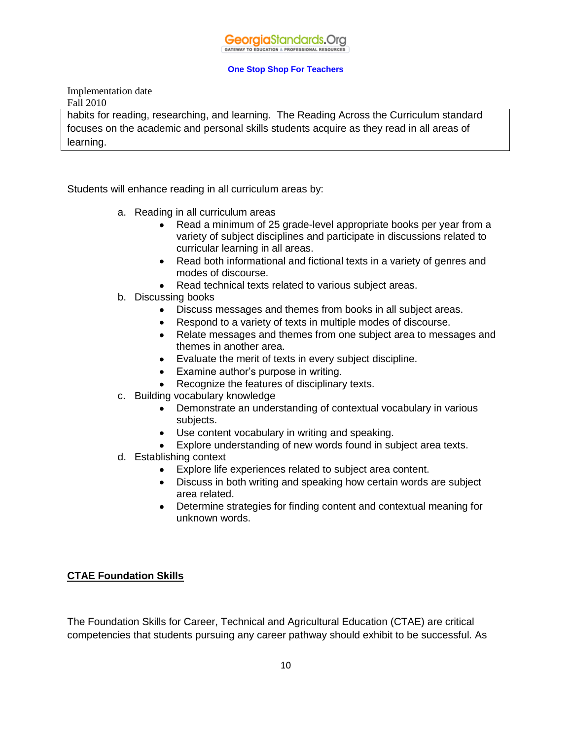habits for reading, researching, and learning. The Reading Across the Curriculum standard focuses on the academic and personal skills students acquire as they read in all areas of learning.

Students will enhance reading in all curriculum areas by:

a. Reading in all curriculum areas
    - Read a minimum of 25 grade-level appropriate books per year from a variety of subject disciplines and participate in discussions related to curricular learning in all areas.
    - Read both informational and fictional texts in a variety of genres and modes of discourse.
    - Read technical texts related to various subject areas.

b. Discussing books
    - Discuss messages and themes from books in all subject areas.
    - Respond to a variety of texts in multiple modes of discourse.
    - Relate messages and themes from one subject area to messages and themes in another area.
    - Evaluate the merit of texts in every subject discipline.
    - Examine author's purpose in writing.
    - Recognize the features of disciplinary texts.

c. Building vocabulary knowledge
    - Demonstrate an understanding of contextual vocabulary in various subjects.
    - Use content vocabulary in writing and speaking.
    - Explore understanding of new words found in subject area texts.

d. Establishing context
    - Explore life experiences related to subject area content.
    - Discuss in both writing and speaking how certain words are subject area related.
    - Determine strategies for finding content and contextual meaning for unknown words.

## CTAE Foundation Skills

The Foundation Skills for Career, Technical and Agricultural Education (CTAE) are critical competencies that students pursuing any career pathway should exhibit to be successful. As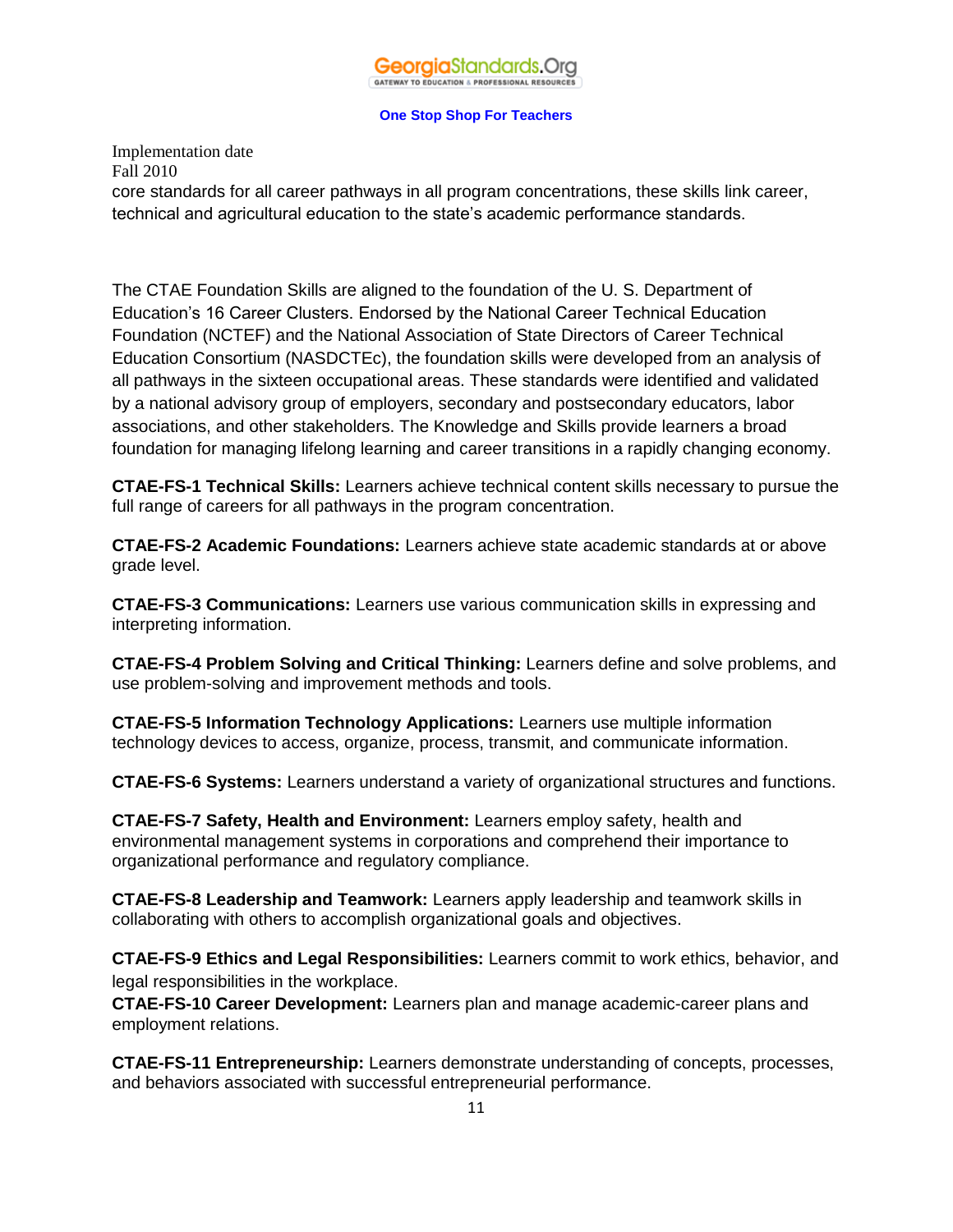Implementation date
Fall 2010
core standards for all career pathways in all program concentrations, these skills link career, technical and agricultural education to the state's academic performance standards.

The CTAE Foundation Skills are aligned to the foundation of the U. S. Department of Education's 16 Career Clusters. Endorsed by the National Career Technical Education Foundation (NCTEF) and the National Association of State Directors of Career Technical Education Consortium (NASDCTEc), the foundation skills were developed from an analysis of all pathways in the sixteen occupational areas. These standards were identified and validated by a national advisory group of employers, secondary and postsecondary educators, labor associations, and other stakeholders. The Knowledge and Skills provide learners a broad foundation for managing lifelong learning and career transitions in a rapidly changing economy.

**CTAE-FS-1 Technical Skills:** Learners achieve technical content skills necessary to pursue the full range of careers for all pathways in the program concentration.

**CTAE-FS-2 Academic Foundations:** Learners achieve state academic standards at or above grade level.

**CTAE-FS-3 Communications:** Learners use various communication skills in expressing and interpreting information.

**CTAE-FS-4 Problem Solving and Critical Thinking:** Learners define and solve problems, and use problem-solving and improvement methods and tools.

**CTAE-FS-5 Information Technology Applications:** Learners use multiple information technology devices to access, organize, process, transmit, and communicate information.

**CTAE-FS-6 Systems:** Learners understand a variety of organizational structures and functions.

**CTAE-FS-7 Safety, Health and Environment:** Learners employ safety, health and environmental management systems in corporations and comprehend their importance to organizational performance and regulatory compliance.

**CTAE-FS-8 Leadership and Teamwork:** Learners apply leadership and teamwork skills in collaborating with others to accomplish organizational goals and objectives.

**CTAE-FS-9 Ethics and Legal Responsibilities:** Learners commit to work ethics, behavior, and legal responsibilities in the workplace.

**CTAE-FS-10 Career Development:** Learners plan and manage academic-career plans and employment relations.

**CTAE-FS-11 Entrepreneurship:** Learners demonstrate understanding of concepts, processes, and behaviors associated with successful entrepreneurial performance.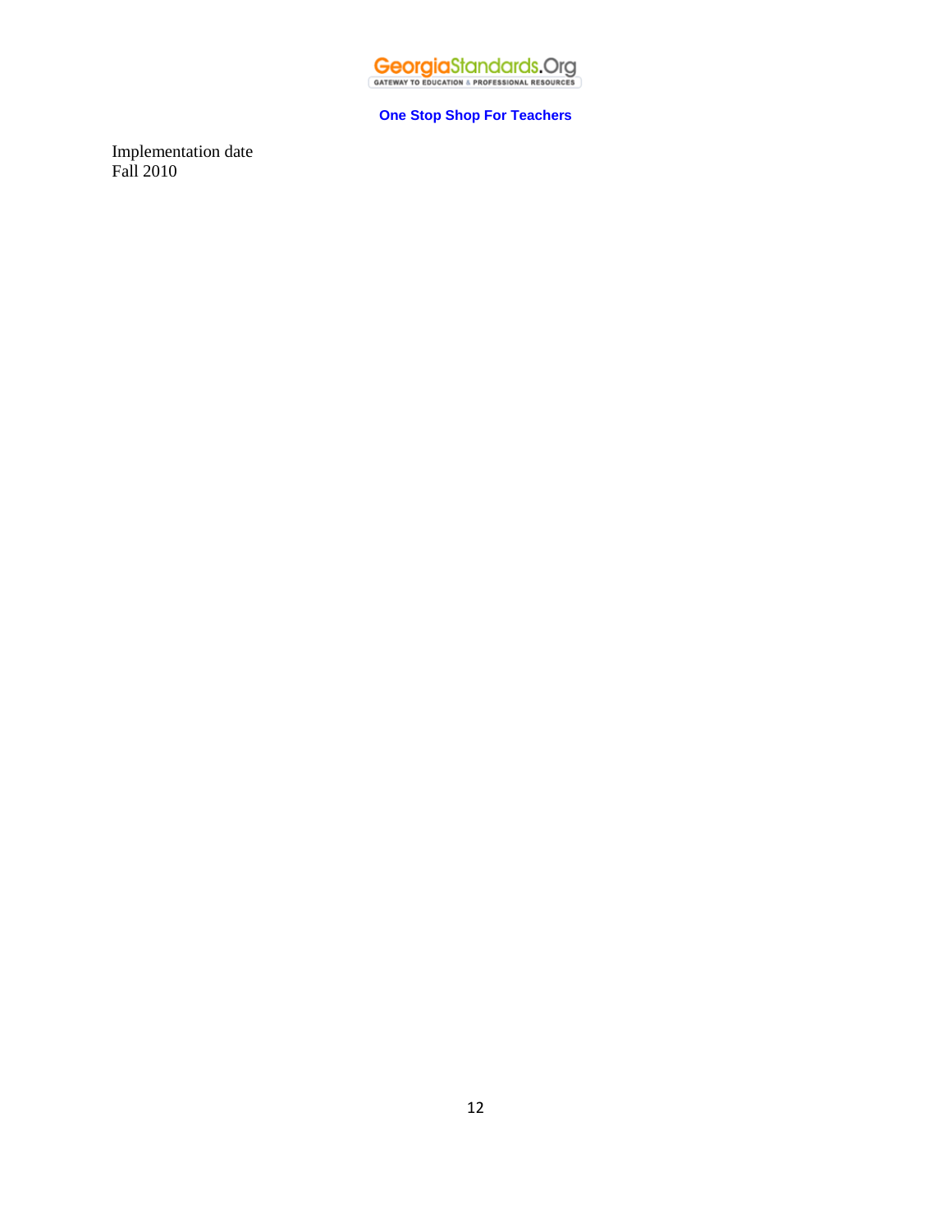Implementation date
Fall 2010